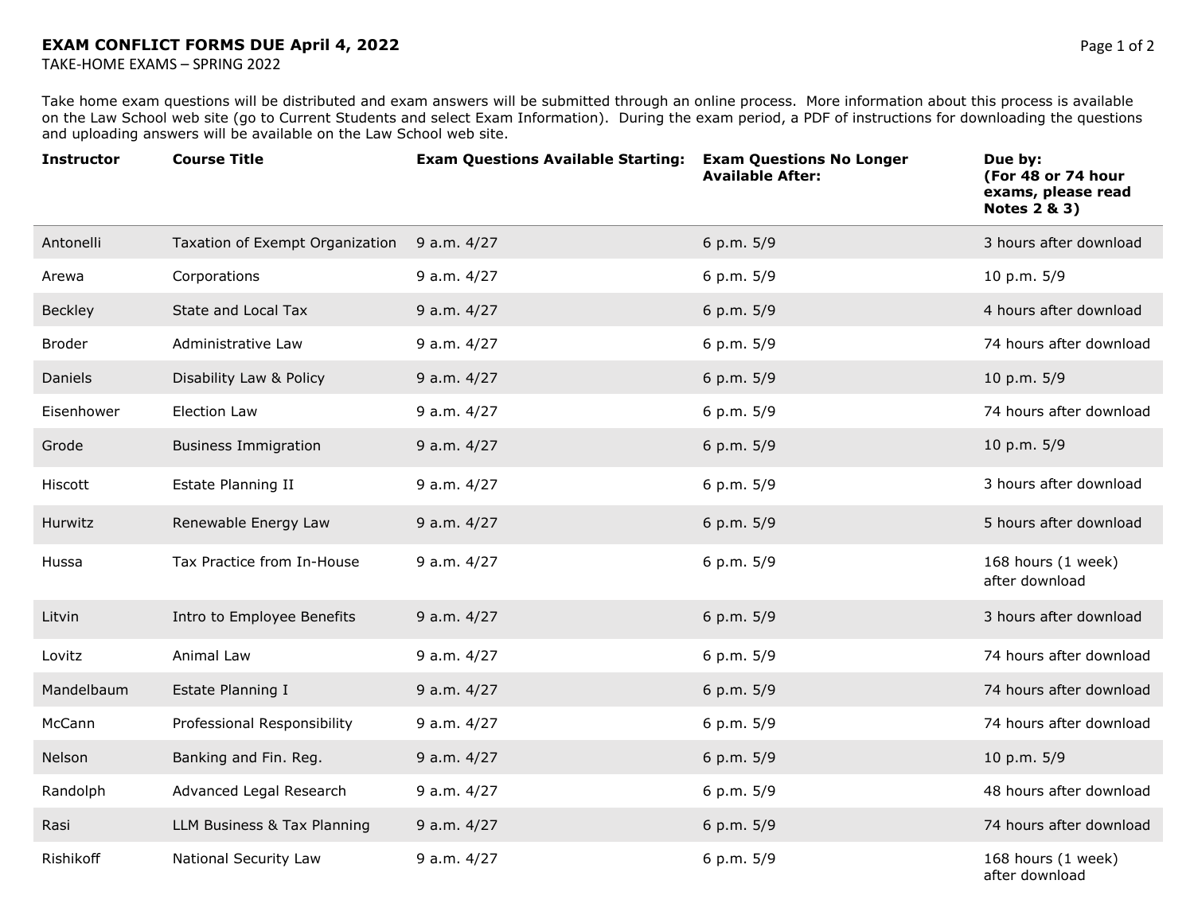**EXAM CONFLICT FORMS DUE April 4, 2022**

TAKE-HOME EXAMS – SPRING 2022

Take home exam questions will be distributed and exam answers will be submitted through an online process. More information about this process is available on the Law School web site (go to Current Students and select Exam Information). During the exam period, a PDF of instructions for downloading the questions and uploading answers will be available on the Law School web site.

| Instructor | Course Title | Exam Questions Available Starting: | Exam Questions No Longer Available After: | Due by: (For 48 or 74 hour exams, please read Notes 2 & 3) |
|---|---|---|---|---|
| Antonelli | Taxation of Exempt Organization | 9 a.m. 4/27 | 6 p.m. 5/9 | 3 hours after download |
| Arewa | Corporations | 9 a.m. 4/27 | 6 p.m. 5/9 | 10 p.m. 5/9 |
| Beckley | State and Local Tax | 9 a.m. 4/27 | 6 p.m. 5/9 | 4 hours after download |
| Broder | Administrative Law | 9 a.m. 4/27 | 6 p.m. 5/9 | 74 hours after download |
| Daniels | Disability Law & Policy | 9 a.m. 4/27 | 6 p.m. 5/9 | 10 p.m. 5/9 |
| Eisenhower | Election Law | 9 a.m. 4/27 | 6 p.m. 5/9 | 74 hours after download |
| Grode | Business Immigration | 9 a.m. 4/27 | 6 p.m. 5/9 | 10 p.m. 5/9 |
| Hiscott | Estate Planning II | 9 a.m. 4/27 | 6 p.m. 5/9 | 3 hours after download |
| Hurwitz | Renewable Energy Law | 9 a.m. 4/27 | 6 p.m. 5/9 | 5 hours after download |
| Hussa | Tax Practice from In-House | 9 a.m. 4/27 | 6 p.m. 5/9 | 168 hours (1 week) after download |
| Litvin | Intro to Employee Benefits | 9 a.m. 4/27 | 6 p.m. 5/9 | 3 hours after download |
| Lovitz | Animal Law | 9 a.m. 4/27 | 6 p.m. 5/9 | 74 hours after download |
| Mandelbaum | Estate Planning I | 9 a.m. 4/27 | 6 p.m. 5/9 | 74 hours after download |
| McCann | Professional Responsibility | 9 a.m. 4/27 | 6 p.m. 5/9 | 74 hours after download |
| Nelson | Banking and Fin. Reg. | 9 a.m. 4/27 | 6 p.m. 5/9 | 10 p.m. 5/9 |
| Randolph | Advanced Legal Research | 9 a.m. 4/27 | 6 p.m. 5/9 | 48 hours after download |
| Rasi | LLM Business & Tax Planning | 9 a.m. 4/27 | 6 p.m. 5/9 | 74 hours after download |
| Rishikoff | National Security Law | 9 a.m. 4/27 | 6 p.m. 5/9 | 168 hours (1 week) after download |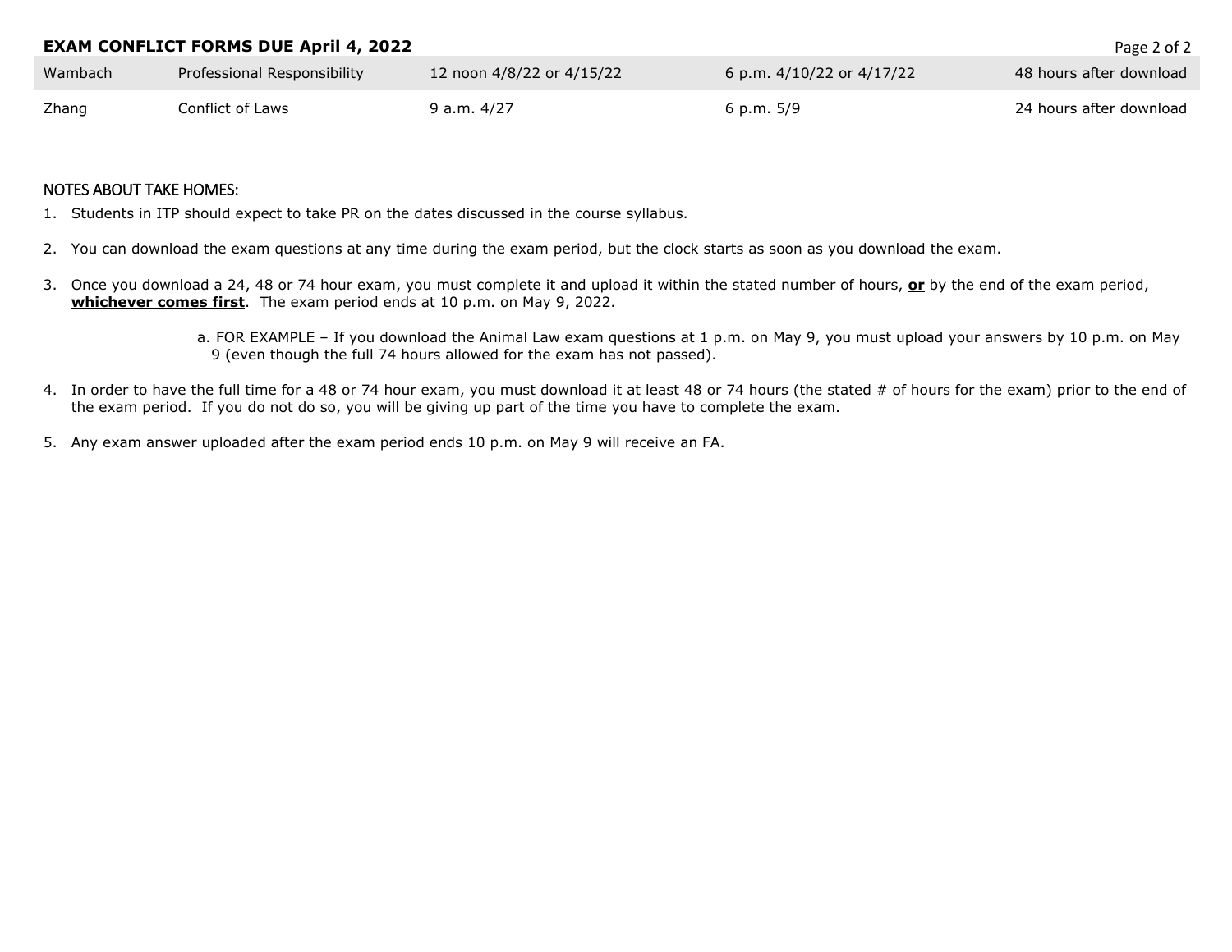**EXAM CONFLICT FORMS DUE April 4, 2022**

| | | | | |
|---|---|---|---|---|
| Wambach | Professional Responsibility | 12 noon 4/8/22 or 4/15/22 | 6 p.m. 4/10/22 or 4/17/22 | 48 hours after download |
| Zhang | Conflict of Laws | 9 a.m. 4/27 | 6 p.m. 5/9 | 24 hours after download |

NOTES ABOUT TAKE HOMES:

1. Students in ITP should expect to take PR on the dates discussed in the course syllabus.

2. You can download the exam questions at any time during the exam period, but the clock starts as soon as you download the exam.

3. Once you download a 24, 48 or 74 hour exam, you must complete it and upload it within the stated number of hours, **or** by the end of the exam period, **whichever comes first**. The exam period ends at 10 p.m. on May 9, 2022.

   a. FOR EXAMPLE – If you download the Animal Law exam questions at 1 p.m. on May 9, you must upload your answers by 10 p.m. on May 9 (even though the full 74 hours allowed for the exam has not passed).

4. In order to have the full time for a 48 or 74 hour exam, you must download it at least 48 or 74 hours (the stated # of hours for the exam) prior to the end of the exam period. If you do not do so, you will be giving up part of the time you have to complete the exam.

5. Any exam answer uploaded after the exam period ends 10 p.m. on May 9 will receive an FA.